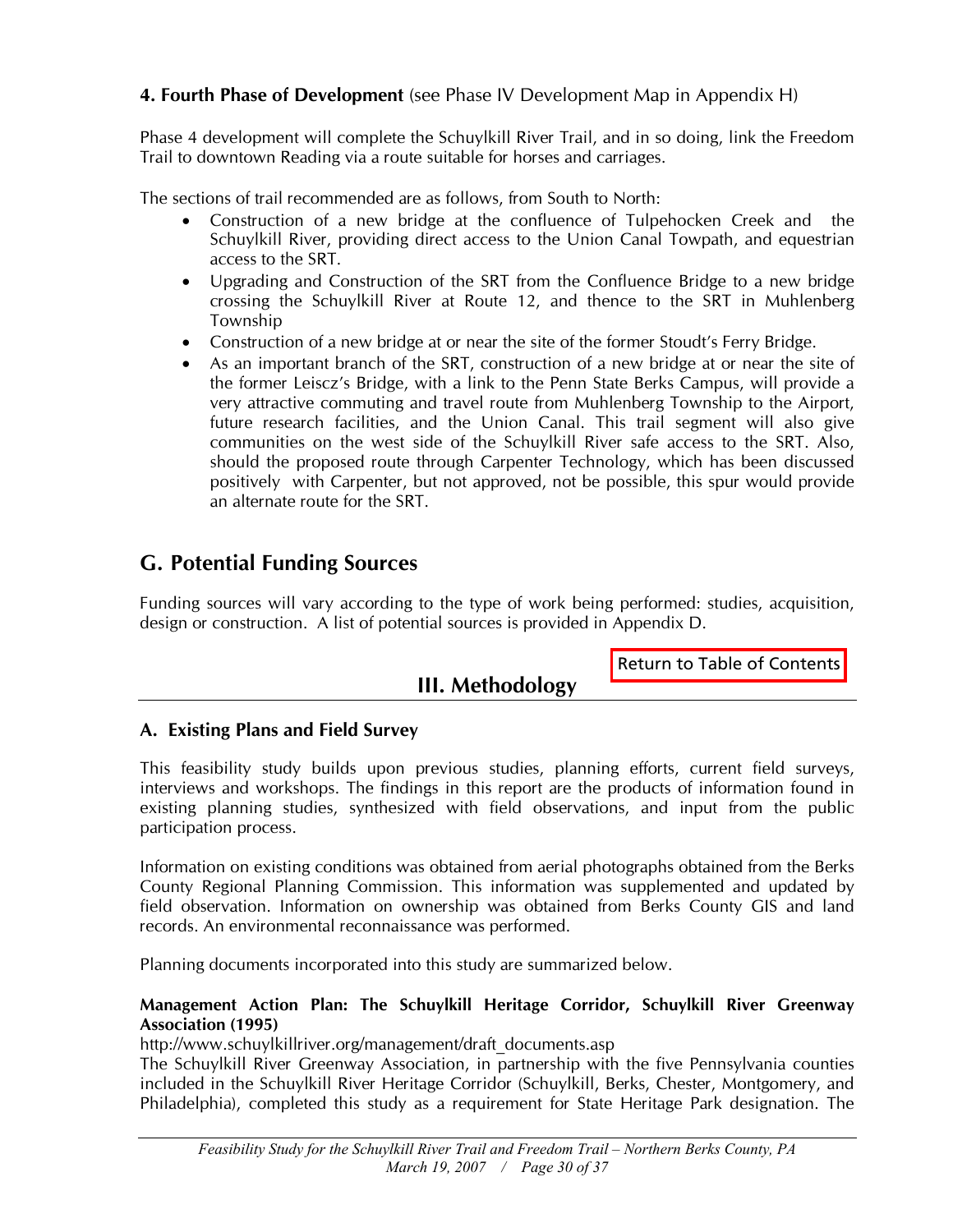### 4. Fourth Phase of Development (see Phase IV Development Map in Appendix H)

Phase 4 development will complete the Schuylkill River Trail, and in so doing, link the Freedom Trail to downtown Reading via a route suitable for horses and carriages.

The sections of trail recommended are as follows, from South to North:

- Construction of a new bridge at the confluence of Tulpehocken Creek and the Schuylkill River, providing direct access to the Union Canal Towpath, and equestrian access to the SRT.
- Upgrading and Construction of the SRT from the Confluence Bridge to a new bridge crossing the Schuylkill River at Route 12, and thence to the SRT in Muhlenberg Township
- Construction of a new bridge at or near the site of the former Stoudt's Ferry Bridge.
- As an important branch of the SRT, construction of a new bridge at or near the site of the former Leiscz's Bridge, with a link to the Penn State Berks Campus, will provide a very attractive commuting and travel route from Muhlenberg Township to the Airport, future research facilities, and the Union Canal. This trail segment will also give communities on the west side of the Schuylkill River safe access to the SRT. Also, should the proposed route through Carpenter Technology, which has been discussed positively with Carpenter, but not approved, not be possible, this spur would provide an alternate route for the SRT.

## G. Potential Funding Sources

Funding sources will vary according to the type of work being performed: studies, acquisition, design or construction. A list of potential sources is provided in Appendix D.

Return to Table of Contents

# III. Methodology

### A. Existing Plans and Field Survey

This feasibility study builds upon previous studies, planning efforts, current field surveys, interviews and workshops. The findings in this report are the products of information found in existing planning studies, synthesized with field observations, and input from the public participation process.

Information on existing conditions was obtained from aerial photographs obtained from the Berks County Regional Planning Commission. This information was supplemented and updated by field observation. Information on ownership was obtained from Berks County GIS and land records. An environmental reconnaissance was performed.

Planning documents incorporated into this study are summarized below.

**Management Action Plan: The Schuylkill Heritage Corridor, Schuylkill River Greenway Association (1995)**
http://www.schuylkillriver.org/management/draft_documents.asp
The Schuylkill River Greenway Association, in partnership with the five Pennsylvania counties included in the Schuylkill River Heritage Corridor (Schuylkill, Berks, Chester, Montgomery, and Philadelphia), completed this study as a requirement for State Heritage Park designation. The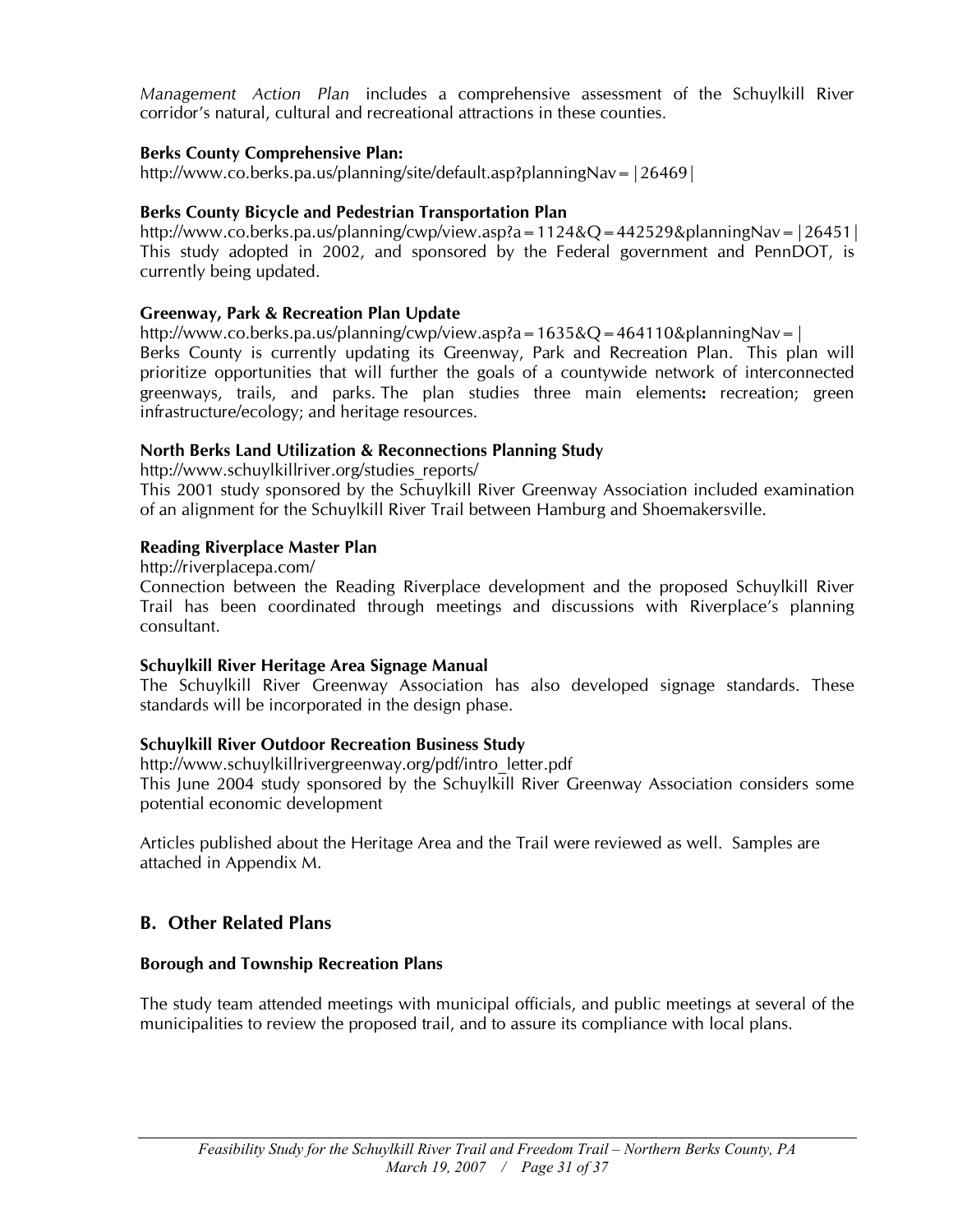*Management Action Plan* includes a comprehensive assessment of the Schuylkill River corridor's natural, cultural and recreational attractions in these counties.

**Berks County Comprehensive Plan:**
http://www.co.berks.pa.us/planning/site/default.asp?planningNav=|26469|

**Berks County Bicycle and Pedestrian Transportation Plan**
http://www.co.berks.pa.us/planning/cwp/view.asp?a=1124&Q=442529&planningNav=|26451|
This study adopted in 2002, and sponsored by the Federal government and PennDOT, is currently being updated.

**Greenway, Park & Recreation Plan Update**
http://www.co.berks.pa.us/planning/cwp/view.asp?a=1635&Q=464110&planningNav=|
Berks County is currently updating its Greenway, Park and Recreation Plan. This plan will prioritize opportunities that will further the goals of a countywide network of interconnected greenways, trails, and parks. The plan studies three main elements**:** recreation; green infrastructure/ecology; and heritage resources.

**North Berks Land Utilization & Reconnections Planning Study**
http://www.schuylkillriver.org/studies_reports/
This 2001 study sponsored by the Schuylkill River Greenway Association included examination of an alignment for the Schuylkill River Trail between Hamburg and Shoemakersville.

**Reading Riverplace Master Plan**
http://riverplacepa.com/
Connection between the Reading Riverplace development and the proposed Schuylkill River Trail has been coordinated through meetings and discussions with Riverplace's planning consultant.

**Schuylkill River Heritage Area Signage Manual**
The Schuylkill River Greenway Association has also developed signage standards. These standards will be incorporated in the design phase.

**Schuylkill River Outdoor Recreation Business Study**
http://www.schuylkillrivergreenway.org/pdf/intro_letter.pdf
This June 2004 study sponsored by the Schuylkill River Greenway Association considers some potential economic development

Articles published about the Heritage Area and the Trail were reviewed as well. Samples are attached in Appendix M.

## B. Other Related Plans

**Borough and Township Recreation Plans**

The study team attended meetings with municipal officials, and public meetings at several of the municipalities to review the proposed trail, and to assure its compliance with local plans.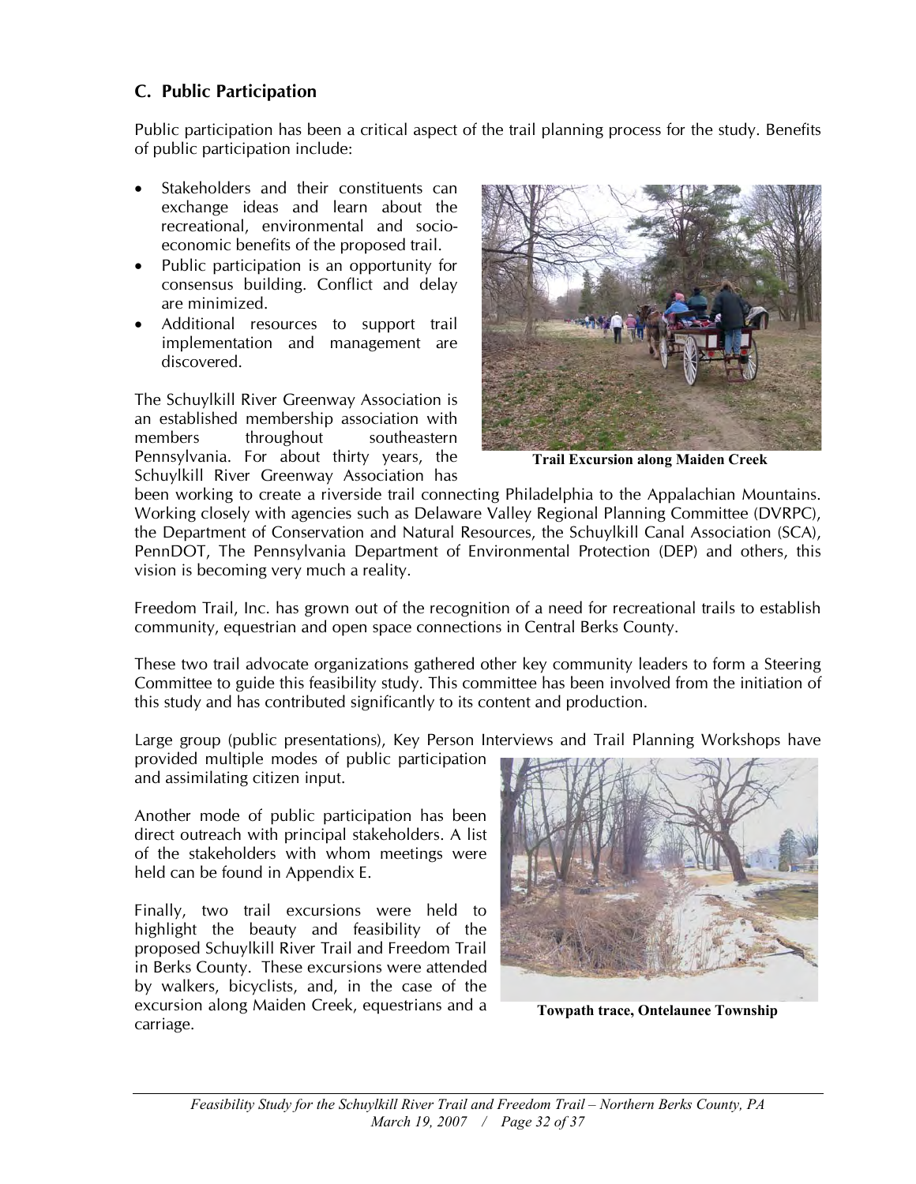## C. Public Participation

Public participation has been a critical aspect of the trail planning process for the study. Benefits of public participation include:

- Stakeholders and their constituents can exchange ideas and learn about the recreational, environmental and socio-economic benefits of the proposed trail.
- Public participation is an opportunity for consensus building. Conflict and delay are minimized.
- Additional resources to support trail implementation and management are discovered.

**Trail Excursion along Maiden Creek**

The Schuylkill River Greenway Association is an established membership association with members throughout southeastern Pennsylvania. For about thirty years, the Schuylkill River Greenway Association has been working to create a riverside trail connecting Philadelphia to the Appalachian Mountains. Working closely with agencies such as Delaware Valley Regional Planning Committee (DVRPC), the Department of Conservation and Natural Resources, the Schuylkill Canal Association (SCA), PennDOT, The Pennsylvania Department of Environmental Protection (DEP) and others, this vision is becoming very much a reality.

Freedom Trail, Inc. has grown out of the recognition of a need for recreational trails to establish community, equestrian and open space connections in Central Berks County.

These two trail advocate organizations gathered other key community leaders to form a Steering Committee to guide this feasibility study. This committee has been involved from the initiation of this study and has contributed significantly to its content and production.

Large group (public presentations), Key Person Interviews and Trail Planning Workshops have provided multiple modes of public participation and assimilating citizen input.

Another mode of public participation has been direct outreach with principal stakeholders. A list of the stakeholders with whom meetings were held can be found in Appendix E.

Finally, two trail excursions were held to highlight the beauty and feasibility of the proposed Schuylkill River Trail and Freedom Trail in Berks County. These excursions were attended by walkers, bicyclists, and, in the case of the excursion along Maiden Creek, equestrians and a carriage.

**Towpath trace, Ontelaunee Township**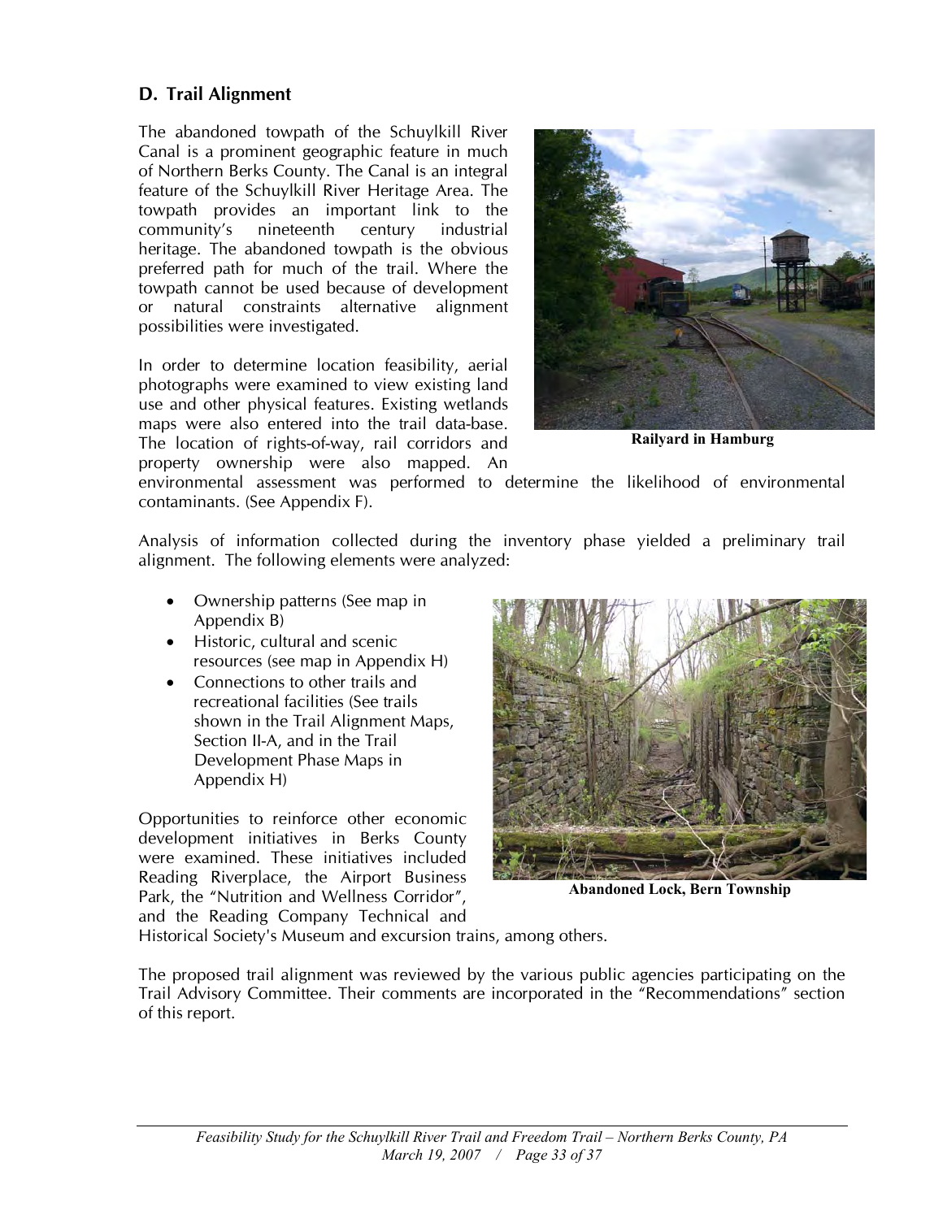## D. Trail Alignment

The abandoned towpath of the Schuylkill River Canal is a prominent geographic feature in much of Northern Berks County. The Canal is an integral feature of the Schuylkill River Heritage Area. The towpath provides an important link to the community's nineteenth century industrial heritage. The abandoned towpath is the obvious preferred path for much of the trail. Where the towpath cannot be used because of development or natural constraints alternative alignment possibilities were investigated.

**Railyard in Hamburg**

In order to determine location feasibility, aerial photographs were examined to view existing land use and other physical features. Existing wetlands maps were also entered into the trail data-base. The location of rights-of-way, rail corridors and property ownership were also mapped. An environmental assessment was performed to determine the likelihood of environmental contaminants. (See Appendix F).

Analysis of information collected during the inventory phase yielded a preliminary trail alignment. The following elements were analyzed:

- Ownership patterns (See map in Appendix B)
- Historic, cultural and scenic resources (see map in Appendix H)
- Connections to other trails and recreational facilities (See trails shown in the Trail Alignment Maps, Section II-A, and in the Trail Development Phase Maps in Appendix H)

**Abandoned Lock, Bern Township**

Opportunities to reinforce other economic development initiatives in Berks County were examined. These initiatives included Reading Riverplace, the Airport Business Park, the "Nutrition and Wellness Corridor", and the Reading Company Technical and Historical Society's Museum and excursion trains, among others.

The proposed trail alignment was reviewed by the various public agencies participating on the Trail Advisory Committee. Their comments are incorporated in the "Recommendations" section of this report.